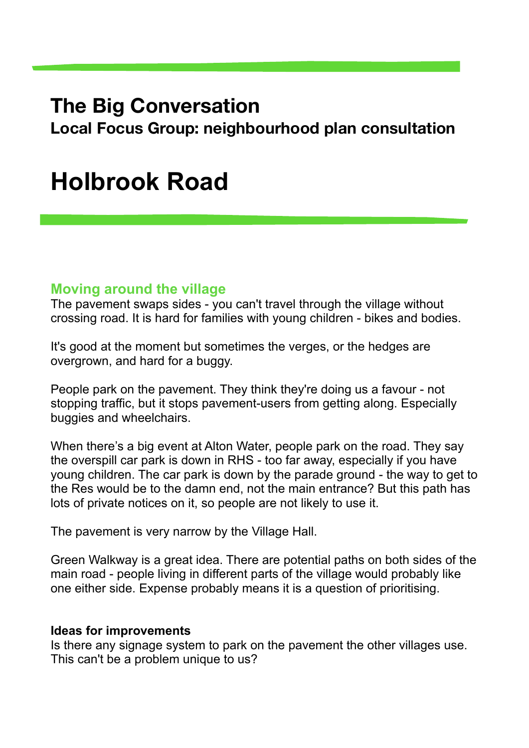# The Big Conversation

**Local Focus Group: neighbourhood plan consultation**

# Holbrook Road

## Moving around the village

The pavement swaps sides - you can't travel through the village without crossing road. It is hard for families with young children - bikes and bodies.

It's good at the moment but sometimes the verges, or the hedges are overgrown, and hard for a buggy.

People park on the pavement. They think they're doing us a favour - not stopping traffic, but it stops pavement-users from getting along. Especially buggies and wheelchairs.

When there's a big event at Alton Water, people park on the road. They say the overspill car park is down in RHS - too far away, especially if you have young children. The car park is down by the parade ground - the way to get to the Res would be to the damn end, not the main entrance? But this path has lots of private notices on it, so people are not likely to use it.

The pavement is very narrow by the Village Hall.

Green Walkway is a great idea. There are potential paths on both sides of the main road - people living in different parts of the village would probably like one either side. Expense probably means it is a question of prioritising.

**Ideas for improvements**

Is there any signage system to park on the pavement the other villages use. This can't be a problem unique to us?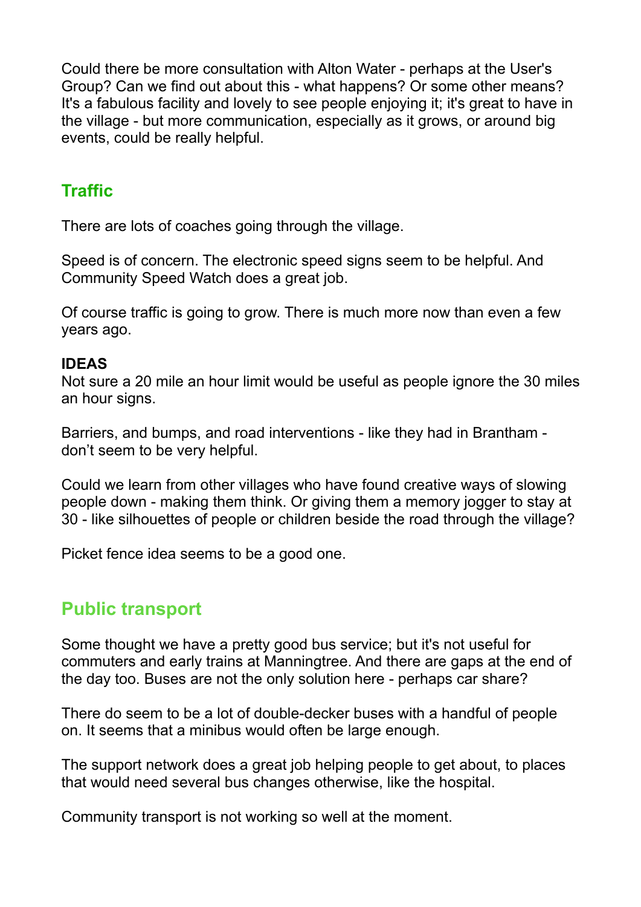Could there be more consultation with Alton Water - perhaps at the User's Group? Can we find out about this - what happens? Or some other means? It's a fabulous facility and lovely to see people enjoying it; it's great to have in the village - but more communication, especially as it grows, or around big events, could be really helpful.

## Traffic

There are lots of coaches going through the village.

Speed is of concern. The electronic speed signs seem to be helpful. And Community Speed Watch does a great job.

Of course traffic is going to grow. There is much more now than even a few years ago.

**IDEAS**

Not sure a 20 mile an hour limit would be useful as people ignore the 30 miles an hour signs.

Barriers, and bumps, and road interventions - like they had in Brantham - don't seem to be very helpful.

Could we learn from other villages who have found creative ways of slowing people down - making them think. Or giving them a memory jogger to stay at 30 - like silhouettes of people or children beside the road through the village?

Picket fence idea seems to be a good one.

## Public transport

Some thought we have a pretty good bus service; but it's not useful for commuters and early trains at Manningtree. And there are gaps at the end of the day too. Buses are not the only solution here - perhaps car share?

There do seem to be a lot of double-decker buses with a handful of people on. It seems that a minibus would often be large enough.

The support network does a great job helping people to get about, to places that would need several bus changes otherwise, like the hospital.

Community transport is not working so well at the moment.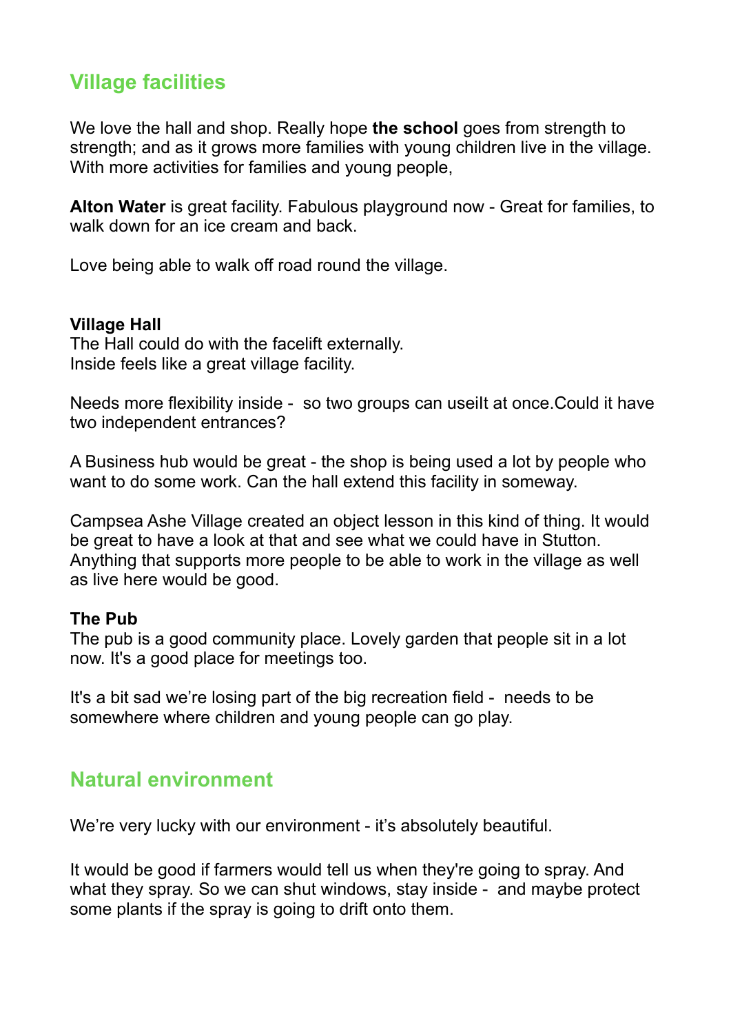## Village facilities

We love the hall and shop. Really hope **the school** goes from strength to strength; and as it grows more families with young children live in the village. With more activities for families and young people,

**Alton Water** is great facility. Fabulous playground now - Great for families, to walk down for an ice cream and back.

Love being able to walk off road round the village.

**Village Hall**
The Hall could do with the facelift externally.
Inside feels like a great village facility.

Needs more flexibility inside - so two groups can useIlt at once.Could it have two independent entrances?

A Business hub would be great - the shop is being used a lot by people who want to do some work. Can the hall extend this facility in someway.

Campsea Ashe Village created an object lesson in this kind of thing. It would be great to have a look at that and see what we could have in Stutton. Anything that supports more people to be able to work in the village as well as live here would be good.

**The Pub**
The pub is a good community place. Lovely garden that people sit in a lot now. It's a good place for meetings too.

It's a bit sad we're losing part of the big recreation field - needs to be somewhere where children and young people can go play.

## Natural environment

We're very lucky with our environment - it's absolutely beautiful.

It would be good if farmers would tell us when they're going to spray. And what they spray. So we can shut windows, stay inside - and maybe protect some plants if the spray is going to drift onto them.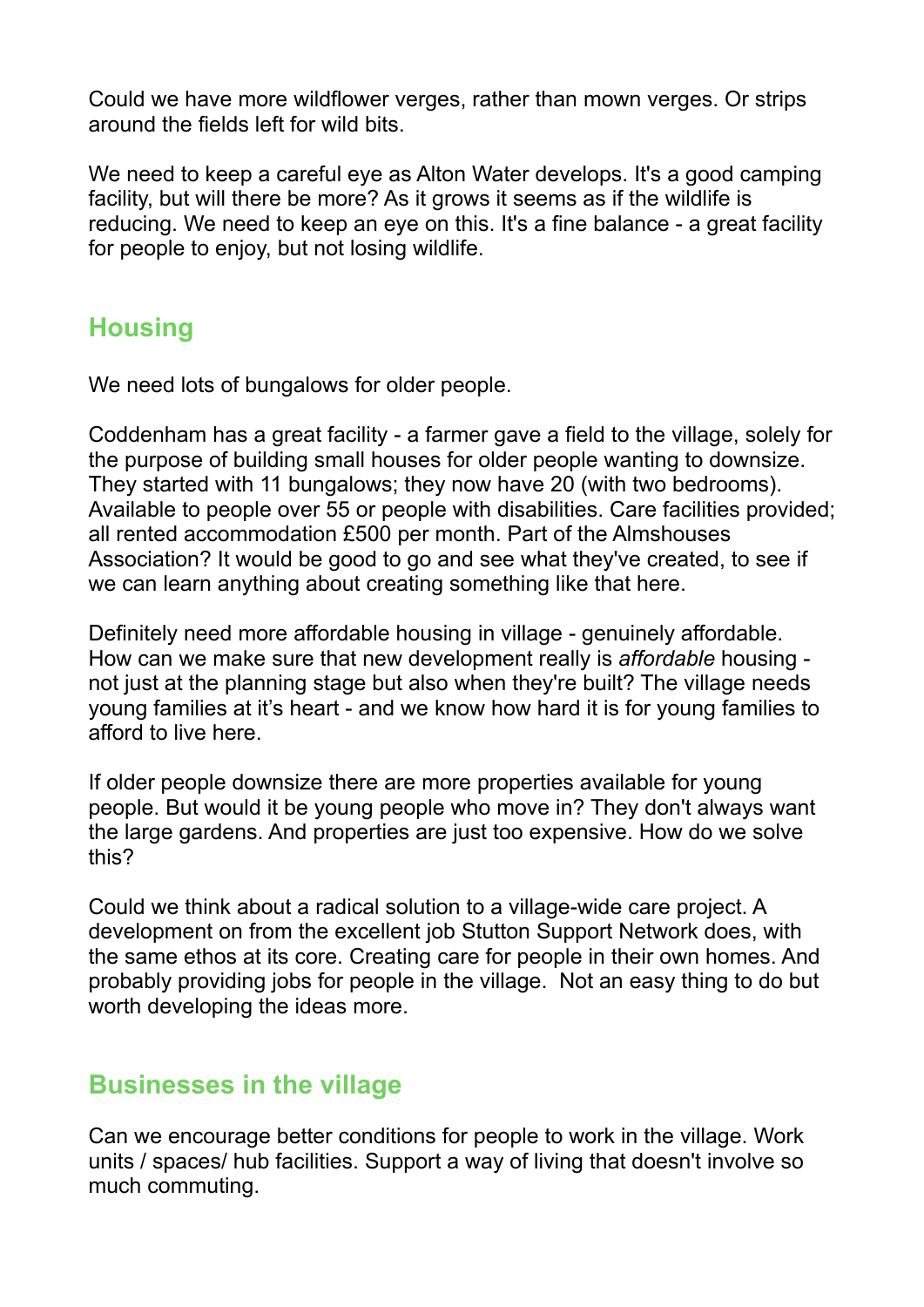Could we have more wildflower verges, rather than mown verges. Or strips around the fields left for wild bits.

We need to keep a careful eye as Alton Water develops. It's a good camping facility, but will there be more? As it grows it seems as if the wildlife is reducing. We need to keep an eye on this. It's a fine balance - a great facility for people to enjoy, but not losing wildlife.

## Housing

We need lots of bungalows for older people.

Coddenham has a great facility - a farmer gave a field to the village, solely for the purpose of building small houses for older people wanting to downsize. They started with 11 bungalows; they now have 20 (with two bedrooms). Available to people over 55 or people with disabilities. Care facilities provided; all rented accommodation £500 per month. Part of the Almshouses Association? It would be good to go and see what they've created, to see if we can learn anything about creating something like that here.

Definitely need more affordable housing in village - genuinely affordable. How can we make sure that new development really is *affordable* housing - not just at the planning stage but also when they're built? The village needs young families at it's heart - and we know how hard it is for young families to afford to live here.

If older people downsize there are more properties available for young people. But would it be young people who move in? They don't always want the large gardens. And properties are just too expensive. How do we solve this?

Could we think about a radical solution to a village-wide care project. A development on from the excellent job Stutton Support Network does, with the same ethos at its core. Creating care for people in their own homes. And probably providing jobs for people in the village. Not an easy thing to do but worth developing the ideas more.

## Businesses in the village

Can we encourage better conditions for people to work in the village. Work units / spaces/ hub facilities. Support a way of living that doesn't involve so much commuting.